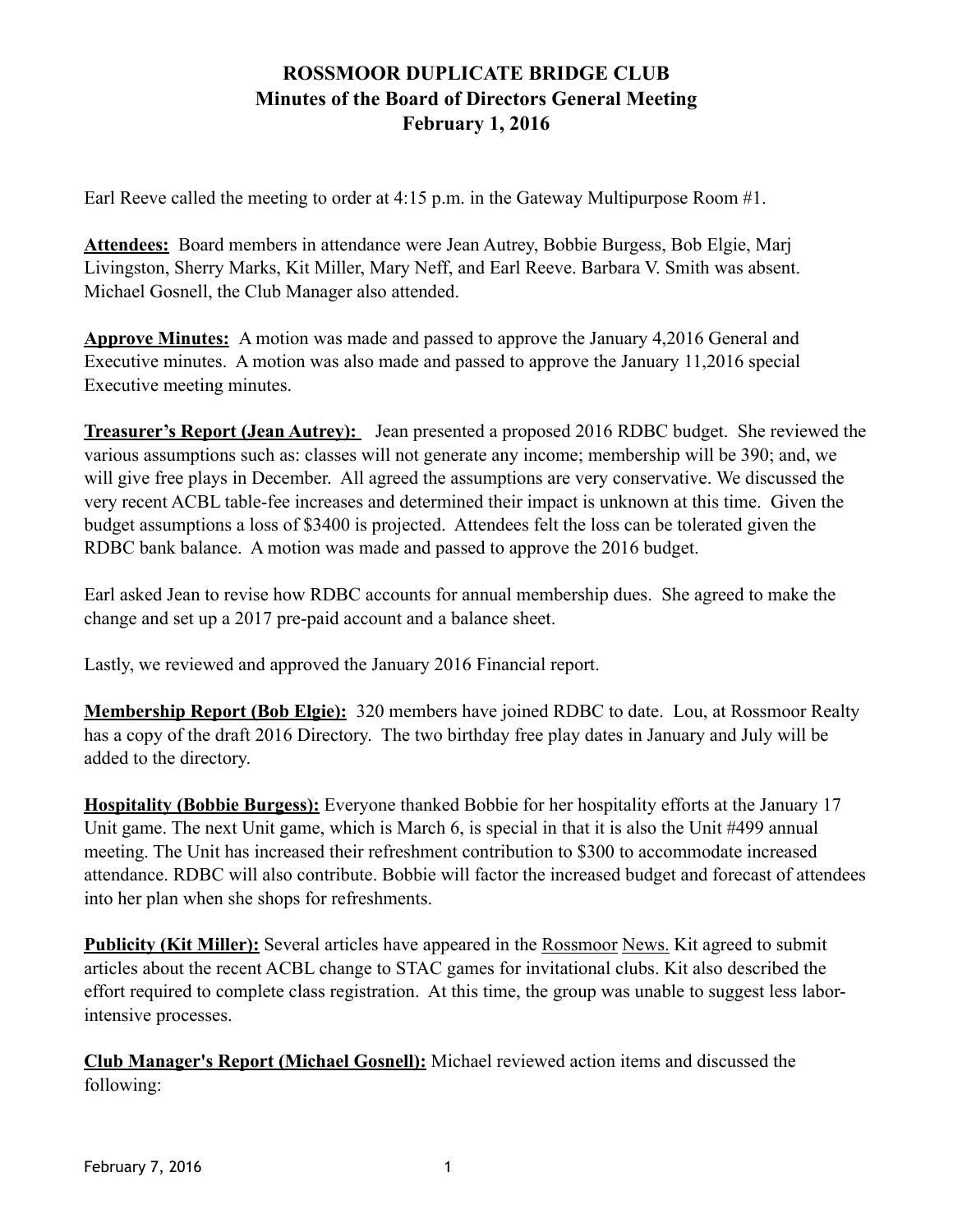# ROSSMOOR DUPLICATE BRIDGE CLUB
## Minutes of the Board of Directors General Meeting
## February 1, 2016

Earl Reeve called the meeting to order at 4:15 p.m. in the Gateway Multipurpose Room #1.

**Attendees:** Board members in attendance were Jean Autrey, Bobbie Burgess, Bob Elgie, Marj Livingston, Sherry Marks, Kit Miller, Mary Neff, and Earl Reeve. Barbara V. Smith was absent. Michael Gosnell, the Club Manager also attended.

**Approve Minutes:** A motion was made and passed to approve the January 4,2016 General and Executive minutes. A motion was also made and passed to approve the January 11,2016 special Executive meeting minutes.

**Treasurer's Report (Jean Autrey):** Jean presented a proposed 2016 RDBC budget. She reviewed the various assumptions such as: classes will not generate any income; membership will be 390; and, we will give free plays in December. All agreed the assumptions are very conservative. We discussed the very recent ACBL table-fee increases and determined their impact is unknown at this time. Given the budget assumptions a loss of $3400 is projected. Attendees felt the loss can be tolerated given the RDBC bank balance. A motion was made and passed to approve the 2016 budget.

Earl asked Jean to revise how RDBC accounts for annual membership dues. She agreed to make the change and set up a 2017 pre-paid account and a balance sheet.

Lastly, we reviewed and approved the January 2016 Financial report.

**Membership Report (Bob Elgie):** 320 members have joined RDBC to date. Lou, at Rossmoor Realty has a copy of the draft 2016 Directory. The two birthday free play dates in January and July will be added to the directory.

**Hospitality (Bobbie Burgess):** Everyone thanked Bobbie for her hospitality efforts at the January 17 Unit game. The next Unit game, which is March 6, is special in that it is also the Unit #499 annual meeting. The Unit has increased their refreshment contribution to $300 to accommodate increased attendance. RDBC will also contribute. Bobbie will factor the increased budget and forecast of attendees into her plan when she shops for refreshments.

**Publicity (Kit Miller):** Several articles have appeared in the Rossmoor News. Kit agreed to submit articles about the recent ACBL change to STAC games for invitational clubs. Kit also described the effort required to complete class registration. At this time, the group was unable to suggest less labor-intensive processes.

**Club Manager's Report (Michael Gosnell):** Michael reviewed action items and discussed the following: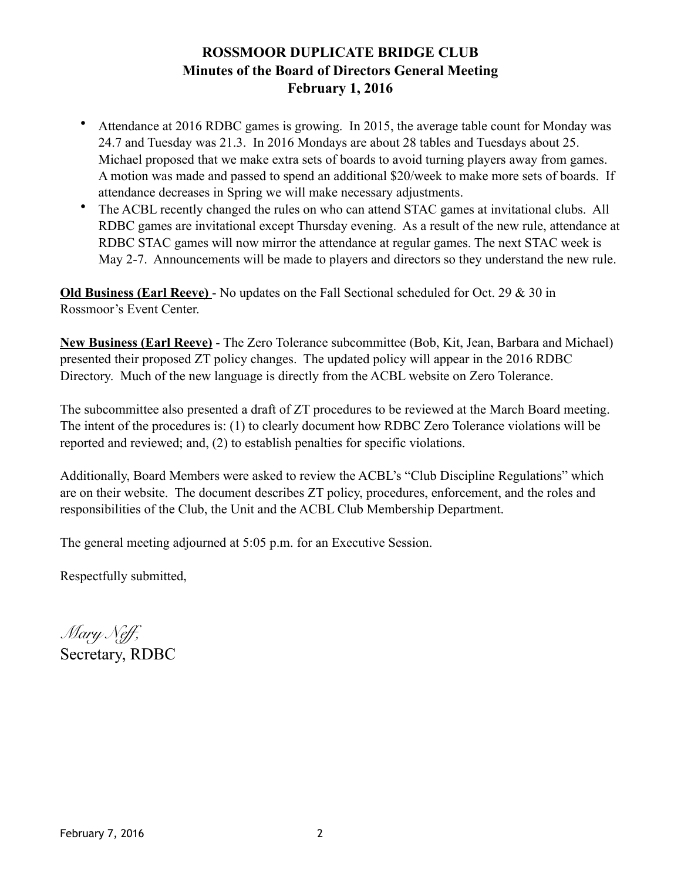**ROSSMOOR DUPLICATE BRIDGE CLUB**
**Minutes of the Board of Directors General Meeting**
**February 1, 2016**

- Attendance at 2016 RDBC games is growing. In 2015, the average table count for Monday was 24.7 and Tuesday was 21.3. In 2016 Mondays are about 28 tables and Tuesdays about 25. Michael proposed that we make extra sets of boards to avoid turning players away from games. A motion was made and passed to spend an additional $20/week to make more sets of boards. If attendance decreases in Spring we will make necessary adjustments.
- The ACBL recently changed the rules on who can attend STAC games at invitational clubs. All RDBC games are invitational except Thursday evening. As a result of the new rule, attendance at RDBC STAC games will now mirror the attendance at regular games. The next STAC week is May 2-7. Announcements will be made to players and directors so they understand the new rule.

**Old Business (Earl Reeve)** - No updates on the Fall Sectional scheduled for Oct. 29 & 30 in Rossmoor's Event Center.

**New Business (Earl Reeve)** - The Zero Tolerance subcommittee (Bob, Kit, Jean, Barbara and Michael) presented their proposed ZT policy changes. The updated policy will appear in the 2016 RDBC Directory. Much of the new language is directly from the ACBL website on Zero Tolerance.

The subcommittee also presented a draft of ZT procedures to be reviewed at the March Board meeting. The intent of the procedures is: (1) to clearly document how RDBC Zero Tolerance violations will be reported and reviewed; and, (2) to establish penalties for specific violations.

Additionally, Board Members were asked to review the ACBL's "Club Discipline Regulations" which are on their website. The document describes ZT policy, procedures, enforcement, and the roles and responsibilities of the Club, the Unit and the ACBL Club Membership Department.

The general meeting adjourned at 5:05 p.m. for an Executive Session.

Respectfully submitted,

*Mary Neff,*
Secretary, RDBC